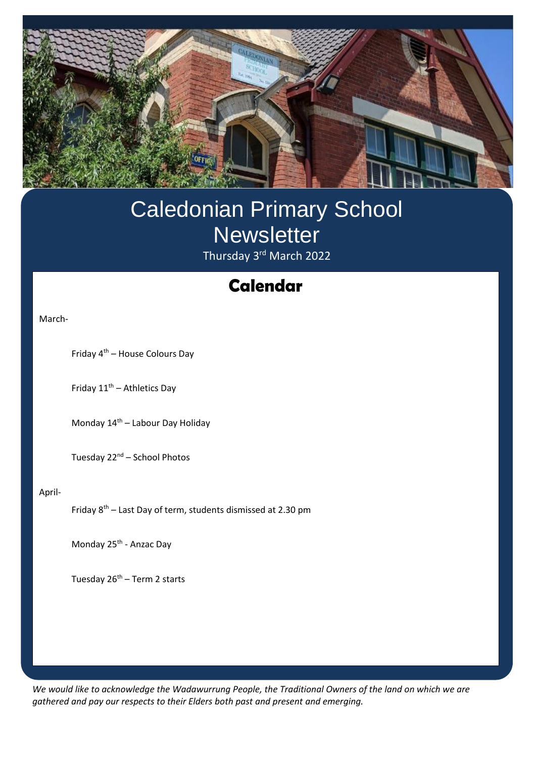# Caledonian Primary School Newsletter

Thursday 3rd March 2022

## Calendar

March-

- Friday 4th – House Colours Day
- Friday 11th – Athletics Day
- Monday 14th – Labour Day Holiday
- Tuesday 22nd – School Photos

April-

- Friday 8th – Last Day of term, students dismissed at 2.30 pm
- Monday 25th - Anzac Day
- Tuesday 26th – Term 2 starts

*We would like to acknowledge the Wadawurrung People, the Traditional Owners of the land on which we are gathered and pay our respects to their Elders both past and present and emerging.*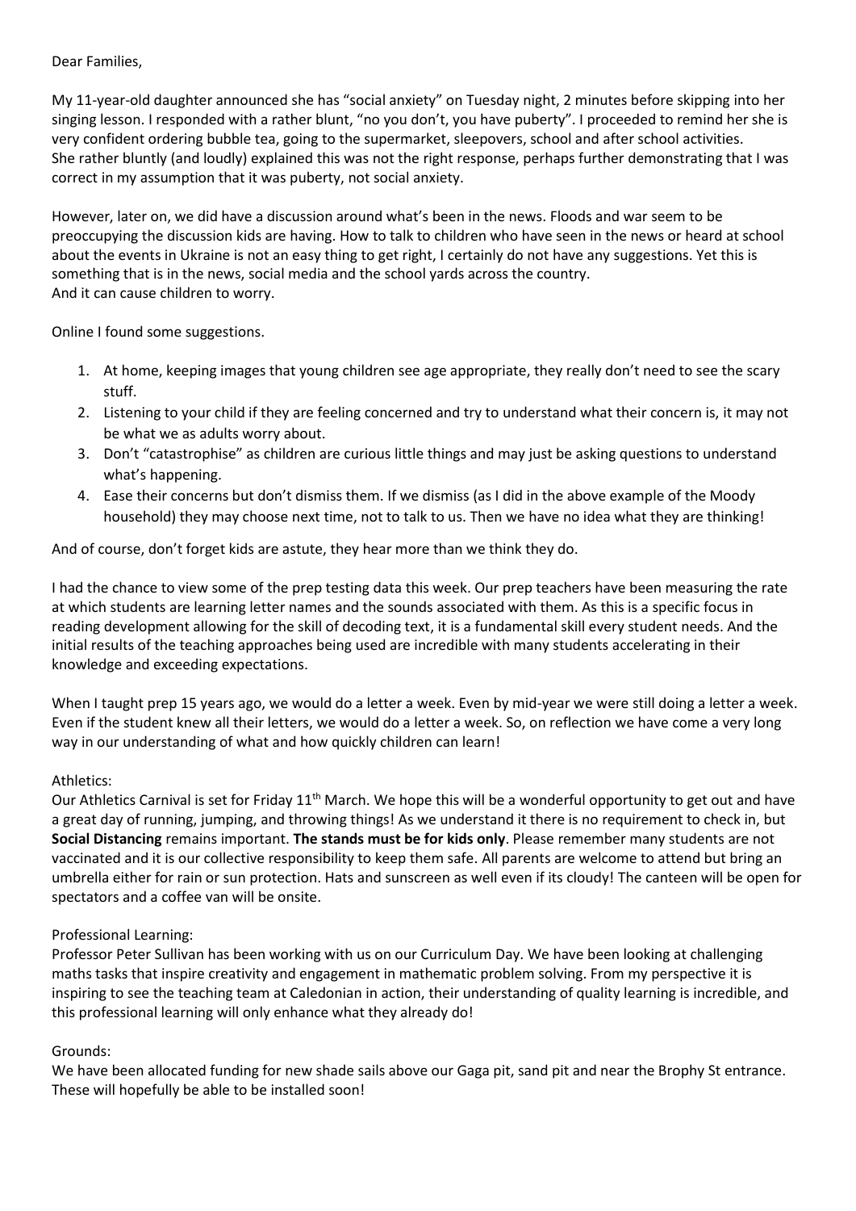Dear Families,

My 11-year-old daughter announced she has "social anxiety" on Tuesday night, 2 minutes before skipping into her singing lesson. I responded with a rather blunt, "no you don't, you have puberty". I proceeded to remind her she is very confident ordering bubble tea, going to the supermarket, sleepovers, school and after school activities. She rather bluntly (and loudly) explained this was not the right response, perhaps further demonstrating that I was correct in my assumption that it was puberty, not social anxiety.

However, later on, we did have a discussion around what's been in the news. Floods and war seem to be preoccupying the discussion kids are having. How to talk to children who have seen in the news or heard at school about the events in Ukraine is not an easy thing to get right, I certainly do not have any suggestions. Yet this is something that is in the news, social media and the school yards across the country.
And it can cause children to worry.

Online I found some suggestions.

1. At home, keeping images that young children see age appropriate, they really don't need to see the scary stuff.
2. Listening to your child if they are feeling concerned and try to understand what their concern is, it may not be what we as adults worry about.
3. Don't "catastrophise" as children are curious little things and may just be asking questions to understand what's happening.
4. Ease their concerns but don't dismiss them. If we dismiss (as I did in the above example of the Moody household) they may choose next time, not to talk to us. Then we have no idea what they are thinking!

And of course, don't forget kids are astute, they hear more than we think they do.

I had the chance to view some of the prep testing data this week. Our prep teachers have been measuring the rate at which students are learning letter names and the sounds associated with them. As this is a specific focus in reading development allowing for the skill of decoding text, it is a fundamental skill every student needs. And the initial results of the teaching approaches being used are incredible with many students accelerating in their knowledge and exceeding expectations.

When I taught prep 15 years ago, we would do a letter a week. Even by mid-year we were still doing a letter a week. Even if the student knew all their letters, we would do a letter a week. So, on reflection we have come a very long way in our understanding of what and how quickly children can learn!

Athletics:
Our Athletics Carnival is set for Friday 11th March. We hope this will be a wonderful opportunity to get out and have a great day of running, jumping, and throwing things! As we understand it there is no requirement to check in, but **Social Distancing** remains important. **The stands must be for kids only**. Please remember many students are not vaccinated and it is our collective responsibility to keep them safe. All parents are welcome to attend but bring an umbrella either for rain or sun protection. Hats and sunscreen as well even if its cloudy! The canteen will be open for spectators and a coffee van will be onsite.

Professional Learning:
Professor Peter Sullivan has been working with us on our Curriculum Day. We have been looking at challenging maths tasks that inspire creativity and engagement in mathematic problem solving. From my perspective it is inspiring to see the teaching team at Caledonian in action, their understanding of quality learning is incredible, and this professional learning will only enhance what they already do!

Grounds:
We have been allocated funding for new shade sails above our Gaga pit, sand pit and near the Brophy St entrance. These will hopefully be able to be installed soon!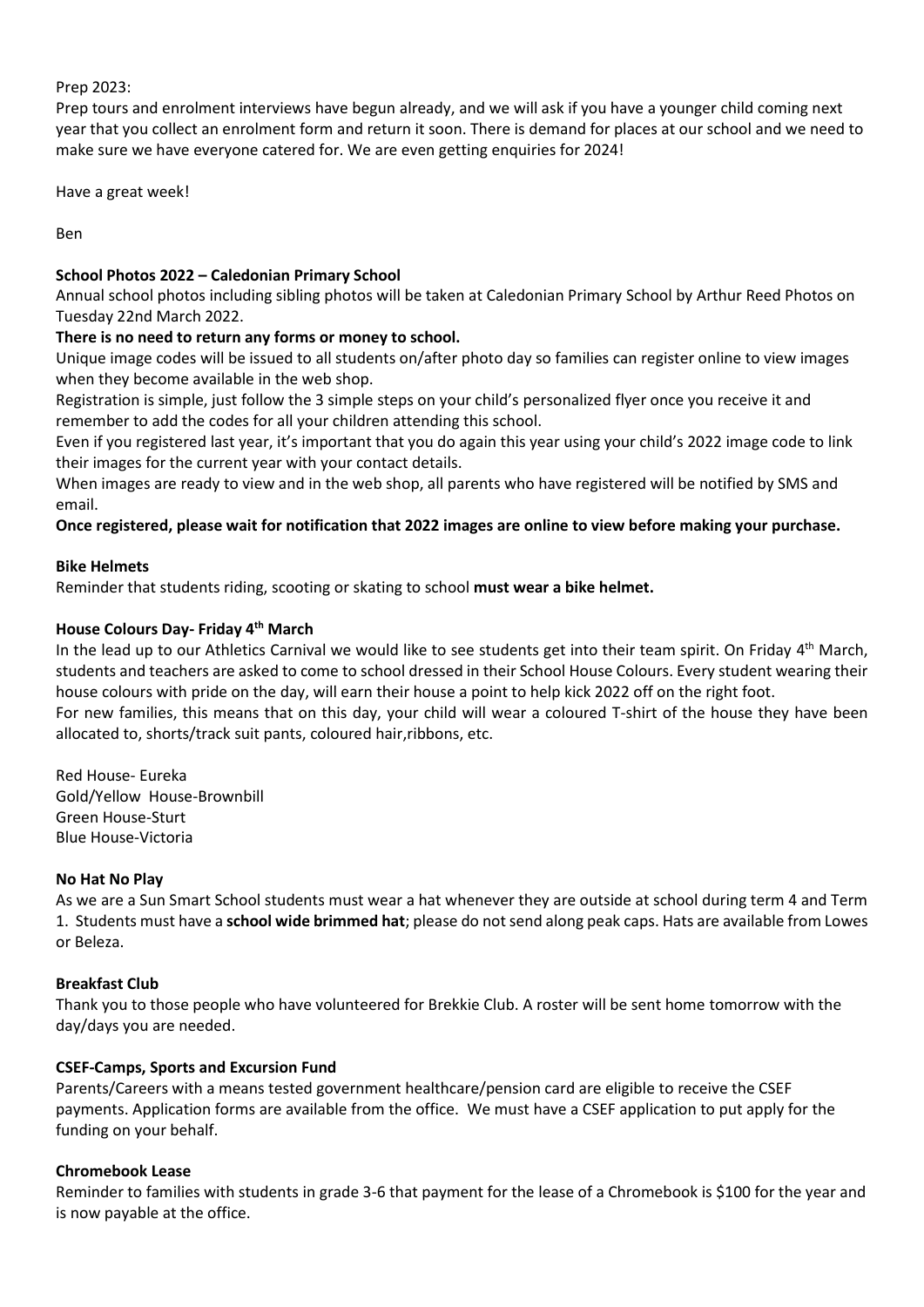Prep 2023:

Prep tours and enrolment interviews have begun already, and we will ask if you have a younger child coming next year that you collect an enrolment form and return it soon. There is demand for places at our school and we need to make sure we have everyone catered for. We are even getting enquiries for 2024!

Have a great week!

Ben

**School Photos 2022 – Caledonian Primary School**

Annual school photos including sibling photos will be taken at Caledonian Primary School by Arthur Reed Photos on Tuesday 22nd March 2022.

**There is no need to return any forms or money to school.**

Unique image codes will be issued to all students on/after photo day so families can register online to view images when they become available in the web shop.

Registration is simple, just follow the 3 simple steps on your child's personalized flyer once you receive it and remember to add the codes for all your children attending this school.

Even if you registered last year, it's important that you do again this year using your child's 2022 image code to link their images for the current year with your contact details.

When images are ready to view and in the web shop, all parents who have registered will be notified by SMS and email.

**Once registered, please wait for notification that 2022 images are online to view before making your purchase.**

**Bike Helmets**

Reminder that students riding, scooting or skating to school **must wear a bike helmet.**

**House Colours Day- Friday 4th March**

In the lead up to our Athletics Carnival we would like to see students get into their team spirit. On Friday 4th March, students and teachers are asked to come to school dressed in their School House Colours. Every student wearing their house colours with pride on the day, will earn their house a point to help kick 2022 off on the right foot.

For new families, this means that on this day, your child will wear a coloured T-shirt of the house they have been allocated to, shorts/track suit pants, coloured hair,ribbons, etc.

Red House- Eureka
Gold/Yellow House-Brownbill
Green House-Sturt
Blue House-Victoria

**No Hat No Play**

As we are a Sun Smart School students must wear a hat whenever they are outside at school during term 4 and Term 1. Students must have a **school wide brimmed hat**; please do not send along peak caps. Hats are available from Lowes or Beleza.

**Breakfast Club**

Thank you to those people who have volunteered for Brekkie Club. A roster will be sent home tomorrow with the day/days you are needed.

**CSEF-Camps, Sports and Excursion Fund**

Parents/Careers with a means tested government healthcare/pension card are eligible to receive the CSEF payments. Application forms are available from the office. We must have a CSEF application to put apply for the funding on your behalf.

**Chromebook Lease**

Reminder to families with students in grade 3-6 that payment for the lease of a Chromebook is $100 for the year and is now payable at the office.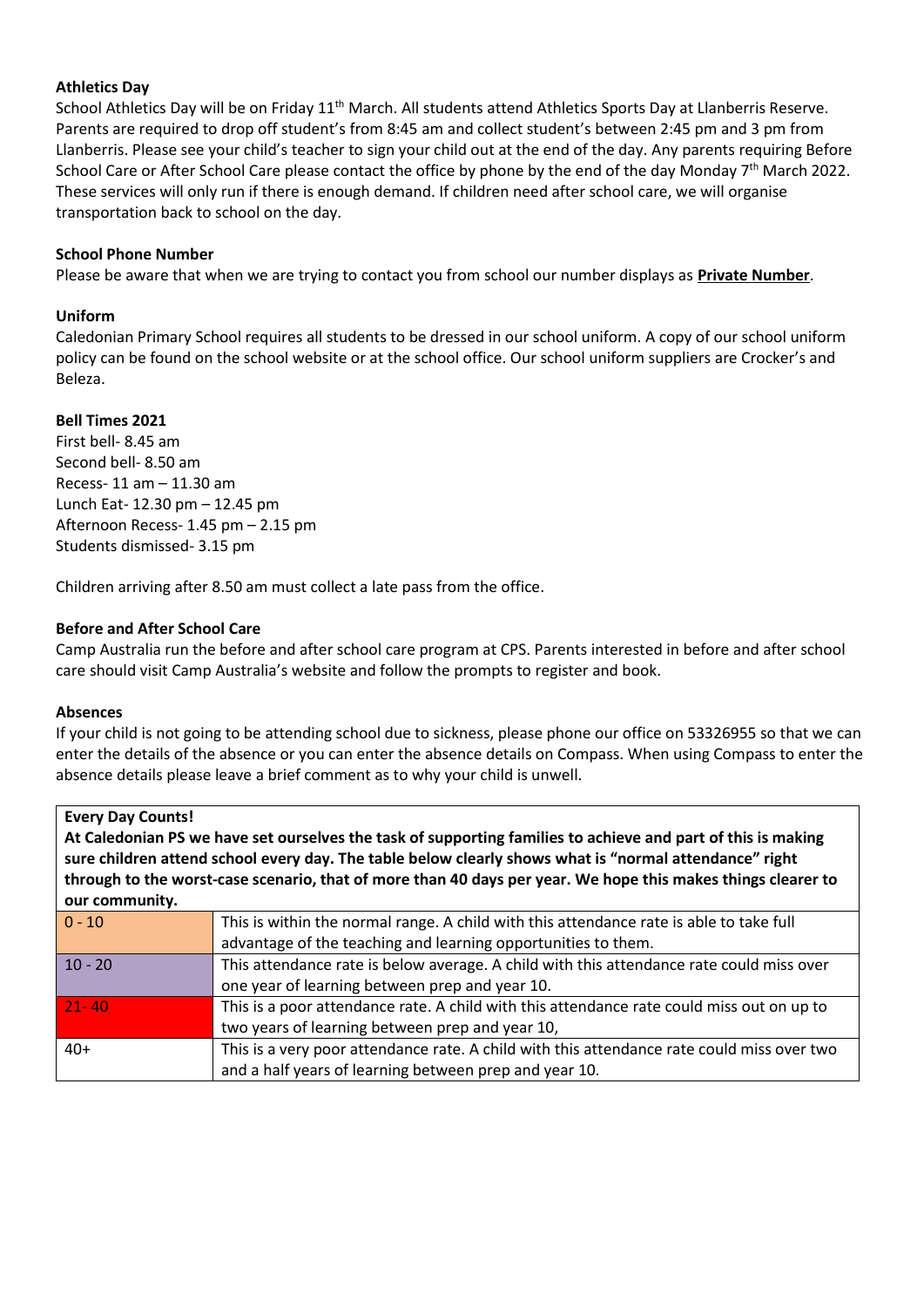**Athletics Day**

School Athletics Day will be on Friday 11th March. All students attend Athletics Sports Day at Llanberris Reserve. Parents are required to drop off student's from 8:45 am and collect student's between 2:45 pm and 3 pm from Llanberris. Please see your child's teacher to sign your child out at the end of the day. Any parents requiring Before School Care or After School Care please contact the office by phone by the end of the day Monday 7th March 2022. These services will only run if there is enough demand. If children need after school care, we will organise transportation back to school on the day.

**School Phone Number**

Please be aware that when we are trying to contact you from school our number displays as **Private Number**.

**Uniform**

Caledonian Primary School requires all students to be dressed in our school uniform. A copy of our school uniform policy can be found on the school website or at the school office. Our school uniform suppliers are Crocker's and Beleza.

**Bell Times 2021**

First bell- 8.45 am
Second bell- 8.50 am
Recess- 11 am – 11.30 am
Lunch Eat- 12.30 pm – 12.45 pm
Afternoon Recess- 1.45 pm – 2.15 pm
Students dismissed- 3.15 pm

Children arriving after 8.50 am must collect a late pass from the office.

**Before and After School Care**

Camp Australia run the before and after school care program at CPS. Parents interested in before and after school care should visit Camp Australia's website and follow the prompts to register and book.

**Absences**

If your child is not going to be attending school due to sickness, please phone our office on 53326955 so that we can enter the details of the absence or you can enter the absence details on Compass. When using Compass to enter the absence details please leave a brief comment as to why your child is unwell.

**Every Day Counts!**

**At Caledonian PS we have set ourselves the task of supporting families to achieve and part of this is making sure children attend school every day. The table below clearly shows what is "normal attendance" right through to the worst-case scenario, that of more than 40 days per year. We hope this makes things clearer to our community.**

| | |
|---|---|
| 0 - 10 | This is within the normal range. A child with this attendance rate is able to take full advantage of the teaching and learning opportunities to them. |
| 10 - 20 | This attendance rate is below average. A child with this attendance rate could miss over one year of learning between prep and year 10. |
| 21- 40 | This is a poor attendance rate. A child with this attendance rate could miss out on up to two years of learning between prep and year 10, |
| 40+ | This is a very poor attendance rate. A child with this attendance rate could miss over two and a half years of learning between prep and year 10. |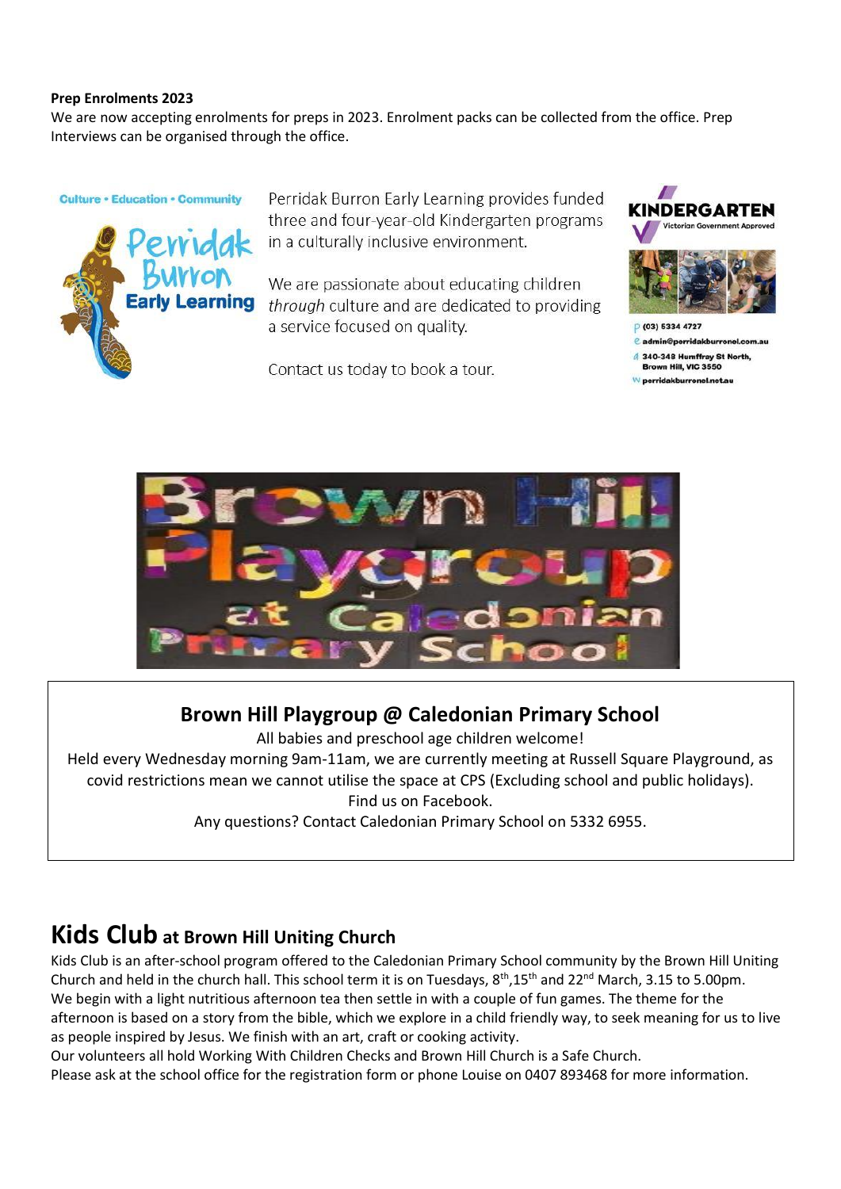**Prep Enrolments 2023**

We are now accepting enrolments for preps in 2023. Enrolment packs can be collected from the office. Prep Interviews can be organised through the office.

Culture • Education • Community

Perridak Burron Early Learning

Perridak Burron Early Learning provides funded three and four-year-old Kindergarten programs in a culturally inclusive environment.

We are passionate about educating children *through* culture and are dedicated to providing a service focused on quality.

Contact us today to book a tour.

**KINDERGARTEN**
Victorian Government Approved

P (03) 5334 4727
E admin@perridakburronel.com.au
A 340-348 Humffray St North, Brown Hill, VIC 3550
W perridakburronel.net.au

Brown Hill Playgroup at Caledonian Primary School

## Brown Hill Playgroup @ Caledonian Primary School

All babies and preschool age children welcome!

Held every Wednesday morning 9am-11am, we are currently meeting at Russell Square Playground, as covid restrictions mean we cannot utilise the space at CPS (Excluding school and public holidays).

Find us on Facebook.

Any questions? Contact Caledonian Primary School on 5332 6955.

## Kids Club at Brown Hill Uniting Church

Kids Club is an after-school program offered to the Caledonian Primary School community by the Brown Hill Uniting Church and held in the church hall. This school term it is on Tuesdays, 8th,15th and 22nd March, 3.15 to 5.00pm.

We begin with a light nutritious afternoon tea then settle in with a couple of fun games. The theme for the afternoon is based on a story from the bible, which we explore in a child friendly way, to seek meaning for us to live as people inspired by Jesus. We finish with an art, craft or cooking activity.

Our volunteers all hold Working With Children Checks and Brown Hill Church is a Safe Church.

Please ask at the school office for the registration form or phone Louise on 0407 893468 for more information.